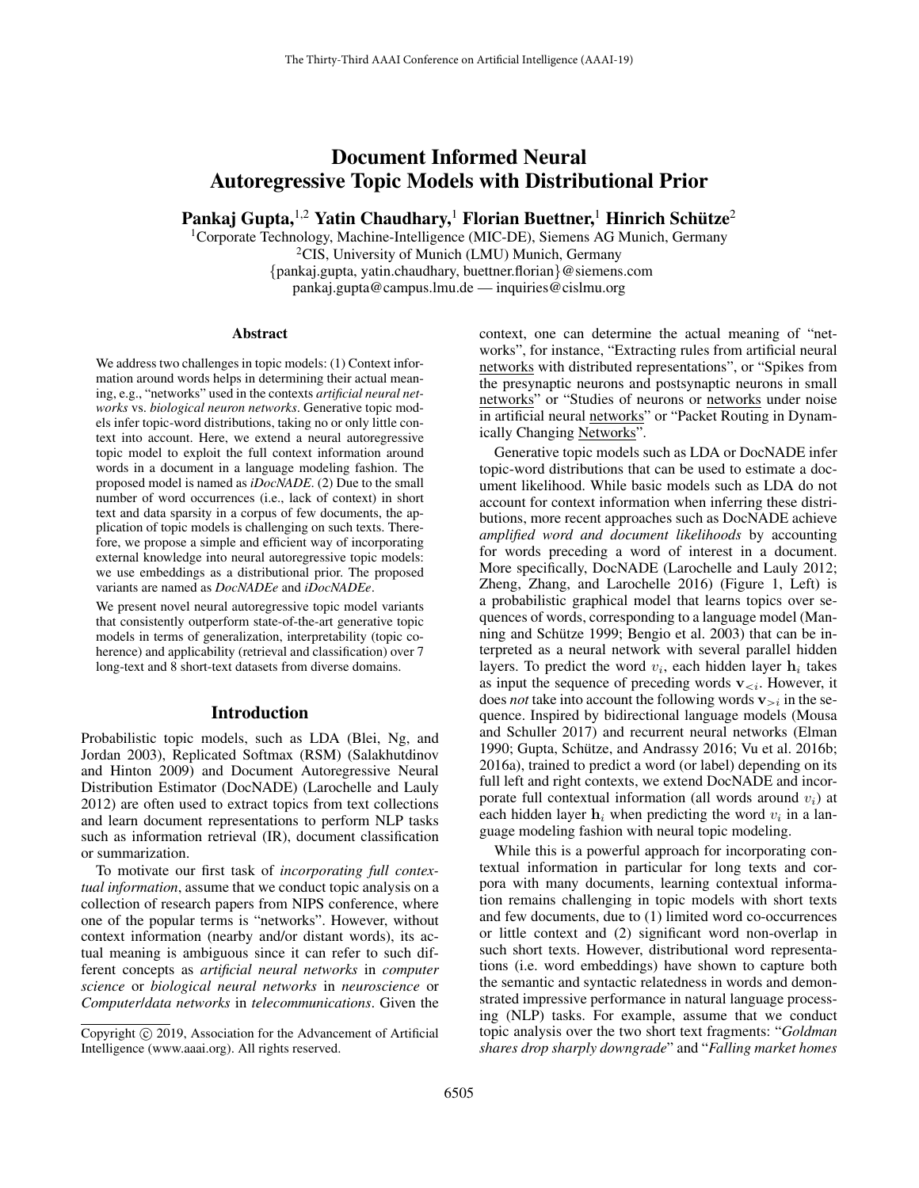# Document Informed Neural Autoregressive Topic Models with Distributional Prior

**Pankaj Gupta,[1,2] Yatin Chaudhary,[1] Florian Buettner,[1] Hinrich Schütze[2]**

[1]Corporate Technology, Machine-Intelligence (MIC-DE), Siemens AG Munich, Germany
[2]CIS, University of Munich (LMU) Munich, Germany
{pankaj.gupta, yatin.chaudhary, buettner.florian}@siemens.com
pankaj.gupta@campus.lmu.de — inquiries@cislmu.org

## Abstract

We address two challenges in topic models: (1) Context information around words helps in determining their actual meaning, e.g., "networks" used in the contexts *artificial neural networks* vs. *biological neuron networks*. Generative topic models infer topic-word distributions, taking no or only little context into account. Here, we extend a neural autoregressive topic model to exploit the full context information around words in a document in a language modeling fashion. The proposed model is named as *iDocNADE*. (2) Due to the small number of word occurrences (i.e., lack of context) in short text and data sparsity in a corpus of few documents, the application of topic models is challenging on such texts. Therefore, we propose a simple and efficient way of incorporating external knowledge into neural autoregressive topic models: we use embeddings as a distributional prior. The proposed variants are named as *DocNADEe* and *iDocNADEe*.

We present novel neural autoregressive topic model variants that consistently outperform state-of-the-art generative topic models in terms of generalization, interpretability (topic coherence) and applicability (retrieval and classification) over 7 long-text and 8 short-text datasets from diverse domains.

## Introduction

Probabilistic topic models, such as LDA (Blei, Ng, and Jordan 2003), Replicated Softmax (RSM) (Salakhutdinov and Hinton 2009) and Document Autoregressive Neural Distribution Estimator (DocNADE) (Larochelle and Lauly 2012) are often used to extract topics from text collections and learn document representations to perform NLP tasks such as information retrieval (IR), document classification or summarization.

To motivate our first task of *incorporating full contextual information*, assume that we conduct topic analysis on a collection of research papers from NIPS conference, where one of the popular terms is "networks". However, without context information (nearby and/or distant words), its actual meaning is ambiguous since it can refer to such different concepts as *artificial neural networks* in *computer science* or *biological neural networks* in *neuroscience* or *Computer/data networks* in *telecommunications*. Given the context, one can determine the actual meaning of "networks", for instance, "Extracting rules from artificial neural networks with distributed representations", or "Spikes from the presynaptic neurons and postsynaptic neurons in small networks" or "Studies of neurons or networks under noise in artificial neural networks" or "Packet Routing in Dynamically Changing Networks".

Generative topic models such as LDA or DocNADE infer topic-word distributions that can be used to estimate a document likelihood. While basic models such as LDA do not account for context information when inferring these distributions, more recent approaches such as DocNADE achieve *amplified word and document likelihoods* by accounting for words preceding a word of interest in a document. More specifically, DocNADE (Larochelle and Lauly 2012; Zheng, Zhang, and Larochelle 2016) (Figure 1, Left) is a probabilistic graphical model that learns topics over sequences of words, corresponding to a language model (Manning and Schütze 1999; Bengio et al. 2003) that can be interpreted as a neural network with several parallel hidden layers. To predict the word $v_i$, each hidden layer $\mathbf{h}_i$ takes as input the sequence of preceding words $\mathbf{v}_{<i}$. However, it does *not* take into account the following words $\mathbf{v}_{>i}$ in the sequence. Inspired by bidirectional language models (Mousa and Schuller 2017) and recurrent neural networks (Elman 1990; Gupta, Schütze, and Andrassy 2016; Vu et al. 2016b; 2016a), trained to predict a word (or label) depending on its full left and right contexts, we extend DocNADE and incorporate full contextual information (all words around $v_i$) at each hidden layer $\mathbf{h}_i$ when predicting the word $v_i$ in a language modeling fashion with neural topic modeling.

While this is a powerful approach for incorporating contextual information in particular for long texts and corpora with many documents, learning contextual information remains challenging in topic models with short texts and few documents, due to (1) limited word co-occurrences or little context and (2) significant word non-overlap in such short texts. However, distributional word representations (i.e. word embeddings) have shown to capture both the semantic and syntactic relatedness in words and demonstrated impressive performance in natural language processing (NLP) tasks. For example, assume that we conduct topic analysis over the two short text fragments: "*Goldman shares drop sharply downgrade*" and "*Falling market homes*

Copyright © 2019, Association for the Advancement of Artificial Intelligence (www.aaai.org). All rights reserved.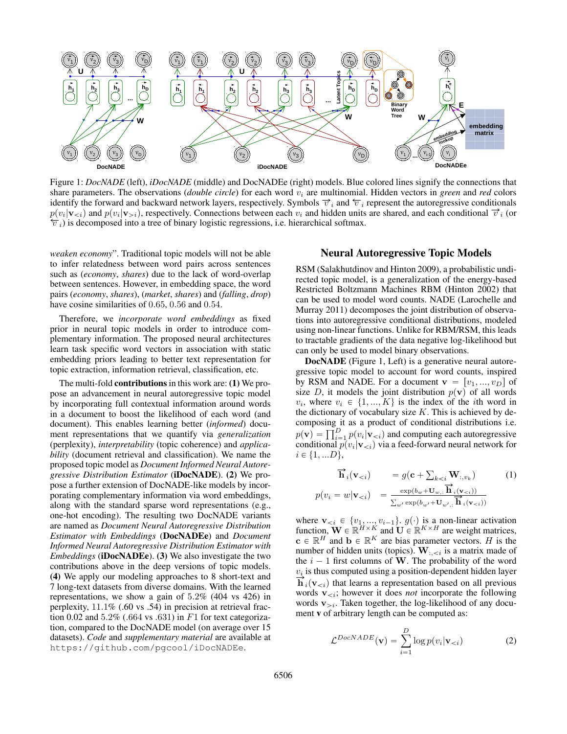Figure 1: *DocNADE* (left), *iDocNADE* (middle) and DocNADEe (right) models. Blue colored lines signify the connections that share parameters. The observations (*double circle*) for each word $v_i$ are multinomial. Hidden vectors in *green* and *red* colors identify the forward and backward network layers, respectively. Symbols $\overrightarrow{v}_i$ and $\overleftarrow{v}_i$ represent the autoregressive conditionals $p(v_i|\mathbf{v}_{<i})$ and $p(v_i|\mathbf{v}_{>i})$, respectively. Connections between each $v_i$ and hidden units are shared, and each conditional $\overrightarrow{v}_i$ (or $\overleftarrow{v}_i$) is decomposed into a tree of binary logistic regressions, i.e. hierarchical softmax.

*weaken economy*". Traditional topic models will not be able to infer relatedness between word pairs across sentences such as (*economy*, *shares*) due to the lack of word-overlap between sentences. However, in embedding space, the word pairs (*economy*, *shares*), (*market*, *shares*) and (*falling*, *drop*) have cosine similarities of 0.65, 0.56 and 0.54.

Therefore, we *incorporate word embeddings* as fixed prior in neural topic models in order to introduce complementary information. The proposed neural architectures learn task specific word vectors in association with static embedding priors leading to better text representation for topic extraction, information retrieval, classification, etc.

The multi-fold **contributions** in this work are: **(1)** We propose an advancement in neural autoregressive topic model by incorporating full contextual information around words in a document to boost the likelihood of each word (and document). This enables learning better (*informed*) document representations that we quantify via *generalization* (perplexity), *interpretability* (topic coherence) and *applicability* (document retrieval and classification). We name the proposed topic model as *Document Informed Neural Autoregressive Distribution Estimator* (**iDocNADE**). **(2)** We propose a further extension of DocNADE-like models by incorporating complementary information via word embeddings, along with the standard sparse word representations (e.g., one-hot encoding). The resulting two DocNADE variants are named as *Document Neural Autoregressive Distribution Estimator with Embeddings* (**DocNADEe**) and *Document Informed Neural Autoregressive Distribution Estimator with Embeddings* (**iDocNADEe**). **(3)** We also investigate the two contributions above in the deep versions of topic models. **(4)** We apply our modeling approaches to 8 short-text and 7 long-text datasets from diverse domains. With the learned representations, we show a gain of 5.2% (404 vs 426) in perplexity, 11.1% (.60 vs .54) in precision at retrieval fraction 0.02 and 5.2% (.664 vs .631) in $F1$ for text categorization, compared to the DocNADE model (on average over 15 datasets). *Code* and *supplementary material* are available at `https://github.com/pgcool/iDocNADEe`.

## Neural Autoregressive Topic Models

RSM (Salakhutdinov and Hinton 2009), a probabilistic undirected topic model, is a generalization of the energy-based Restricted Boltzmann Machines RBM (Hinton 2002) that can be used to model word counts. NADE (Larochelle and Murray 2011) decomposes the joint distribution of observations into autoregressive conditional distributions, modeled using non-linear functions. Unlike for RBM/RSM, this leads to tractable gradients of the data negative log-likelihood but can only be used to model binary observations.

**DocNADE** (Figure 1, Left) is a generative neural autoregressive topic model to account for word counts, inspired by RSM and NADE. For a document $\mathbf{v} = [v_1, ..., v_D]$ of size $D$, it models the joint distribution $p(\mathbf{v})$ of all words $v_i$, where $v_i \in \{1, ..., K\}$ is the index of the $i$th word in the dictionary of vocabulary size $K$. This is achieved by decomposing it as a product of conditional distributions i.e. $p(\mathbf{v}) = \prod_{i=1}^{D} p(v_i|\mathbf{v}_{<i})$ and computing each autoregressive conditional $p(v_i|\mathbf{v}_{<i})$ via a feed-forward neural network for $i \in \{1, ...D\}$,

$$\overrightarrow{\mathbf{h}}_i(\mathbf{v}_{<i}) = g(\mathbf{c} + \textstyle\sum_{k<i} \mathbf{W}_{:,v_k}) \tag{1}$$

$$p(v_i = w|\mathbf{v}_{<i}) = \frac{\exp(b_w + \mathbf{U}_{w,:}\overrightarrow{\mathbf{h}}_i(\mathbf{v}_{<i}))}{\sum_{w'} \exp(b_{w'} + \mathbf{U}_{w',:}\overrightarrow{\mathbf{h}}_i(\mathbf{v}_{<i}))}$$

where $\mathbf{v}_{<i} \in \{v_1, ..., v_{i-1}\}$. $g(\cdot)$ is a non-linear activation function, $\mathbf{W} \in \mathbb{R}^{H \times K}$ and $\mathbf{U} \in \mathbb{R}^{K \times H}$ are weight matrices, $\mathbf{c} \in \mathbb{R}^H$ and $\mathbf{b} \in \mathbb{R}^K$ are bias parameter vectors. $H$ is the number of hidden units (topics). $\mathbf{W}_{:,<i}$ is a matrix made of the $i-1$ first columns of $\mathbf{W}$. The probability of the word $v_i$ is thus computed using a position-dependent hidden layer $\overrightarrow{\mathbf{h}}_i(\mathbf{v}_{<i})$ that learns a representation based on all previous words $\mathbf{v}_{<i}$; however it does *not* incorporate the following words $\mathbf{v}_{>i}$. Taken together, the log-likelihood of any document $\mathbf{v}$ of arbitrary length can be computed as:

$$\mathcal{L}^{DocNADE}(\mathbf{v}) = \sum_{i=1}^{D} \log p(v_i|\mathbf{v}_{<i}) \tag{2}$$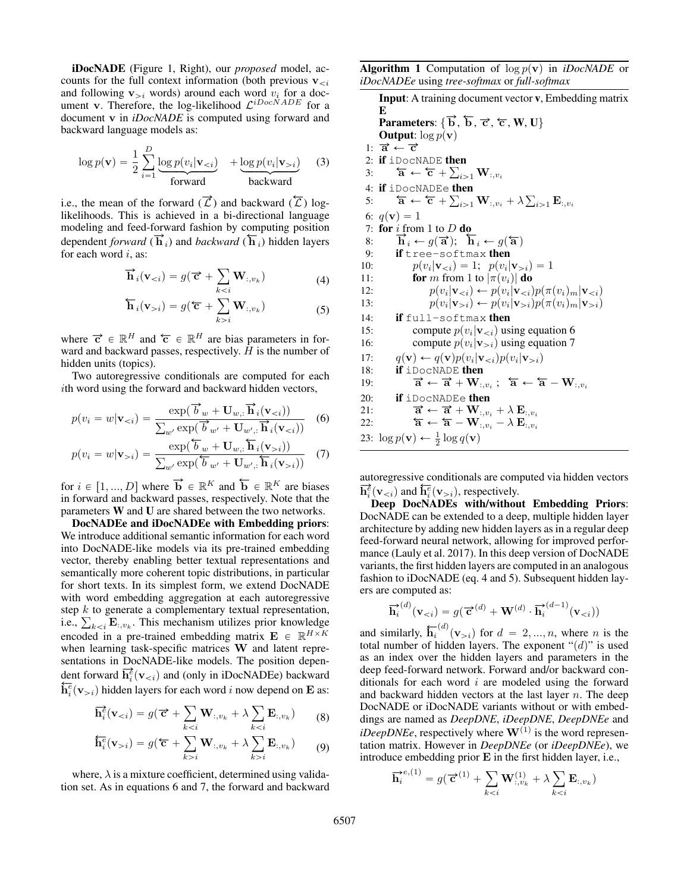**iDocNADE** (Figure 1, Right), our *proposed* model, accounts for the full context information (both previous $\mathbf{v}_{<i}$ and following $\mathbf{v}_{>i}$ words) around each word $v_i$ for a document $\mathbf{v}$. Therefore, the log-likelihood $\mathcal{L}^{iDocNADE}$ for a document $\mathbf{v}$ in *iDocNADE* is computed using forward and backward language models as:

$$\log p(\mathbf{v}) = \frac{1}{2} \sum_{i=1}^{D} \underbrace{\log p(v_i|\mathbf{v}_{<i})}_{\text{forward}} + \underbrace{\log p(v_i|\mathbf{v}_{>i})}_{\text{backward}} \tag{3}$$

i.e., the mean of the forward ($\overrightarrow{\mathcal{L}}$) and backward ($\overleftarrow{\mathcal{L}}$) log-likelihoods. This is achieved in a bi-directional language modeling and feed-forward fashion by computing position dependent *forward* ($\overrightarrow{\mathbf{h}}_i$) and *backward* ($\overleftarrow{\mathbf{h}}_i$) hidden layers for each word $i$, as:

$$\overrightarrow{\mathbf{h}}_i(\mathbf{v}_{<i}) = g(\overrightarrow{\mathbf{c}} + \sum_{k<i} \mathbf{W}_{:,v_k}) \tag{4}$$

$$\overleftarrow{\mathbf{h}}_i(\mathbf{v}_{>i}) = g(\overleftarrow{\mathbf{c}} + \sum_{k>i} \mathbf{W}_{:,v_k}) \tag{5}$$

where $\overrightarrow{\mathbf{c}} \in \mathbb{R}^H$ and $\overleftarrow{\mathbf{c}} \in \mathbb{R}^H$ are bias parameters in forward and backward passes, respectively. $H$ is the number of hidden units (topics).

Two autoregressive conditionals are computed for each $i$th word using the forward and backward hidden vectors,

$$p(v_i = w|\mathbf{v}_{<i}) = \frac{\exp(\overrightarrow{b}_w + \mathbf{U}_{w,:}\overrightarrow{\mathbf{h}}_i(\mathbf{v}_{<i}))}{\sum_{w'} \exp(\overrightarrow{b}_{w'} + \mathbf{U}_{w',:}\overrightarrow{\mathbf{h}}_i(\mathbf{v}_{<i}))} \tag{6}$$

$$p(v_i = w|\mathbf{v}_{>i}) = \frac{\exp(\overleftarrow{b}_w + \mathbf{U}_{w,:}\overleftarrow{\mathbf{h}}_i(\mathbf{v}_{>i}))}{\sum_{w'} \exp(\overleftarrow{b}_{w'} + \mathbf{U}_{w',:}\overleftarrow{\mathbf{h}}_i(\mathbf{v}_{>i}))} \tag{7}$$

for $i \in [1, ..., D]$ where $\overrightarrow{\mathbf{b}} \in \mathbb{R}^K$ and $\overleftarrow{\mathbf{b}} \in \mathbb{R}^K$ are biases in forward and backward passes, respectively. Note that the parameters $\mathbf{W}$ and $\mathbf{U}$ are shared between the two networks.

**DocNADEe and iDocNADEe with Embedding priors**: We introduce additional semantic information for each word into DocNADE-like models via its pre-trained embedding vector, thereby enabling better textual representations and semantically more coherent topic distributions, in particular for short texts. In its simplest form, we extend DocNADE with word embedding aggregation at each autoregressive step $k$ to generate a complementary textual representation, i.e., $\sum_{k<i} \mathbf{E}_{:,v_k}$. This mechanism utilizes prior knowledge encoded in a pre-trained embedding matrix $\mathbf{E} \in \mathbb{R}^{H \times K}$ when learning task-specific matrices $\mathbf{W}$ and latent representations in DocNADE-like models. The position dependent forward $\overrightarrow{\mathbf{h}}_i^e(\mathbf{v}_{<i})$ and (only in iDocNADEe) backward $\overleftarrow{\mathbf{h}}_i^e(\mathbf{v}_{>i})$ hidden layers for each word $i$ now depend on $\mathbf{E}$ as:

$$\overrightarrow{\mathbf{h}}_i^e(\mathbf{v}_{<i}) = g(\overrightarrow{\mathbf{c}} + \sum_{k<i} \mathbf{W}_{:,v_k} + \lambda \sum_{k<i} \mathbf{E}_{:,v_k}) \tag{8}$$

$$\overleftarrow{\mathbf{h}}_i^e(\mathbf{v}_{>i}) = g(\overleftarrow{\mathbf{c}} + \sum_{k>i} \mathbf{W}_{:,v_k} + \lambda \sum_{k>i} \mathbf{E}_{:,v_k}) \tag{9}$$

where, $\lambda$ is a mixture coefficient, determined using validation set. As in equations 6 and 7, the forward and backward autoregressive conditionals are computed via hidden vectors $\overrightarrow{\mathbf{h}}_i^e(\mathbf{v}_{<i})$ and $\overleftarrow{\mathbf{h}}_i^e(\mathbf{v}_{>i})$, respectively.

**Algorithm 1** Computation of $\log p(\mathbf{v})$ in *iDocNADE* or *iDocNADEe* using *tree-softmax* or *full-softmax*

```
Input: A training document vector v, Embedding matrix E
Parameters: { b→, b←, c→, c←, W, U }
Output: log p(v)
1:  a→ ← c→
2:  if iDocNADE then
3:      a← ← c← + Σ_{i>1} W_{:,v_i}
4:  if iDocNADEe then
5:      a← ← c← + Σ_{i>1} W_{:,v_i} + λ Σ_{i>1} E_{:,v_i}
6:  q(v) = 1
7:  for i from 1 to D do
8:      h→_i ← g(a→);  h←_i ← g(a←)
9:      if tree-softmax then
10:         p(v_i|v_{<i}) = 1;  p(v_i|v_{>i}) = 1
11:         for m from 1 to |π(v_i)| do
12:             p(v_i|v_{<i}) ← p(v_i|v_{<i}) p(π(v_i)_m|v_{<i})
13:             p(v_i|v_{>i}) ← p(v_i|v_{>i}) p(π(v_i)_m|v_{>i})
14:     if full-softmax then
15:         compute p(v_i|v_{<i}) using equation 6
16:         compute p(v_i|v_{>i}) using equation 7
17:     q(v) ← q(v) p(v_i|v_{<i}) p(v_i|v_{>i})
18:     if iDocNADE then
19:         a→ ← a→ + W_{:,v_i} ;  a← ← a← − W_{:,v_i}
20:     if iDocNADEe then
21:         a→ ← a→ + W_{:,v_i} + λ E_{:,v_i}
22:         a← ← a← − W_{:,v_i} − λ E_{:,v_i}
23: log p(v) ← (1/2) log q(v)
```

**Deep DocNADEs with/without Embedding Priors**: DocNADE can be extended to a deep, multiple hidden layer architecture by adding new hidden layers as in a regular deep feed-forward neural network, allowing for improved performance (Lauly et al. 2017). In this deep version of DocNADE variants, the first hidden layers are computed in an analogous fashion to iDocNADE (eq. 4 and 5). Subsequent hidden layers are computed as:

$$\overrightarrow{\mathbf{h}}_i^{(d)}(\mathbf{v}_{<i}) = g(\overrightarrow{\mathbf{c}}^{(d)} + \mathbf{W}^{(d)} \cdot \overrightarrow{\mathbf{h}}_i^{(d-1)}(\mathbf{v}_{<i}))$$

and similarly, $\overleftarrow{\mathbf{h}}_i^{(d)}(\mathbf{v}_{>i})$ for $d = 2, ..., n$, where $n$ is the total number of hidden layers. The exponent "$(d)$" is used as an index over the hidden layers and parameters in the deep feed-forward network. Forward and/or backward conditionals for each word $i$ are modeled using the forward and backward hidden vectors at the last layer $n$. The deep DocNADE or iDocNADE variants without or with embeddings are named as *DeepDNE*, *iDeepDNE*, *DeepDNEe* and *iDeepDNEe*, respectively where $\mathbf{W}^{(1)}$ is the word representation matrix. However in *DeepDNEe* (or *iDeepDNEe*), we introduce embedding prior $\mathbf{E}$ in the first hidden layer, i.e.,

$$\overrightarrow{\mathbf{h}}_i^{e,(1)} = g(\overrightarrow{\mathbf{c}}^{(1)} + \sum_{k<i} \mathbf{W}_{:,v_k}^{(1)} + \lambda \sum_{k<i} \mathbf{E}_{:,v_k})$$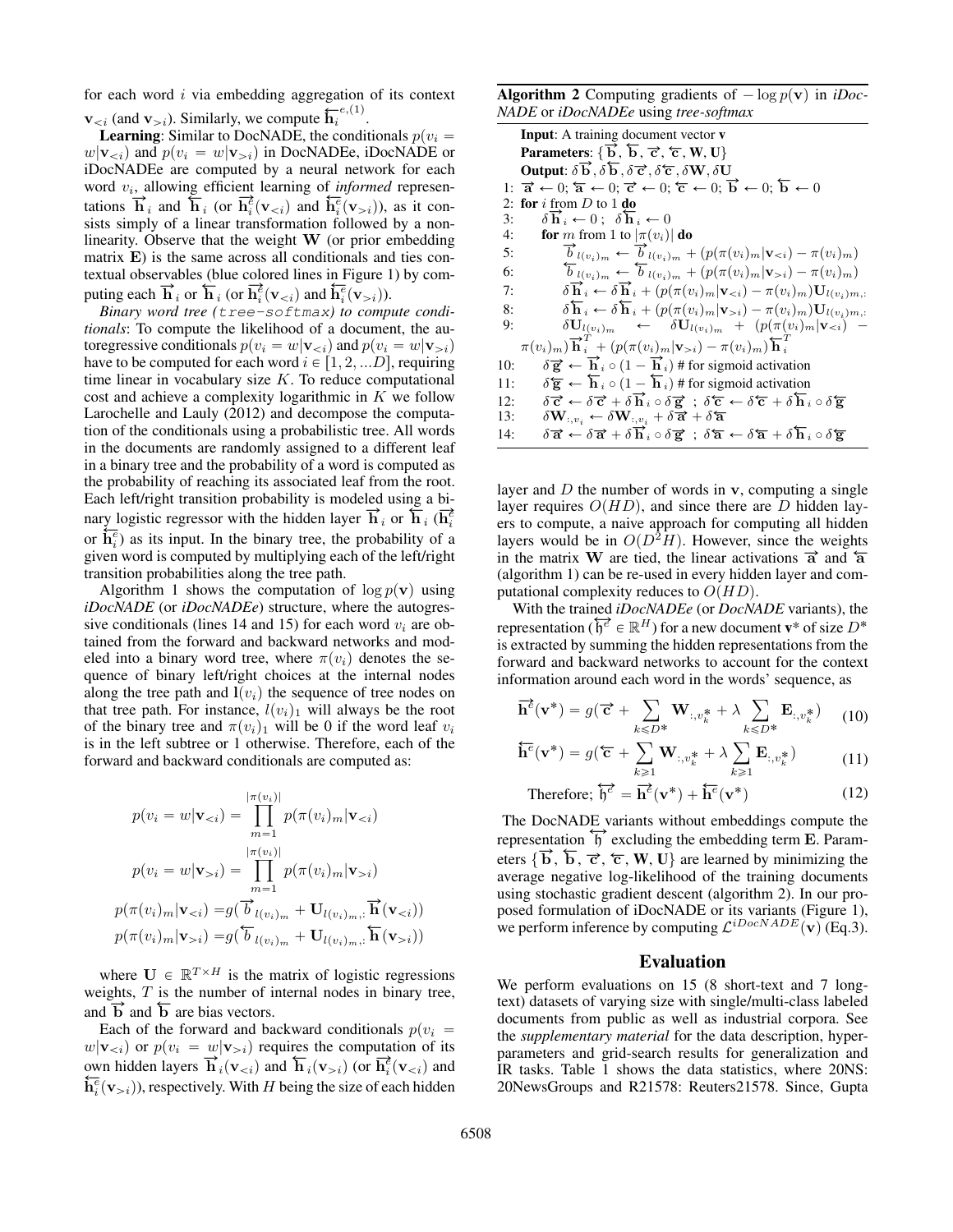for each word $i$ via embedding aggregation of its context $\mathbf{v}_{<i}$ (and $\mathbf{v}_{>i}$). Similarly, we compute $\overleftarrow{\mathbf{h}}_i^{e,(1)}$.

**Learning**: Similar to DocNADE, the conditionals $p(v_i = w|\mathbf{v}_{<i})$ and $p(v_i = w|\mathbf{v}_{>i})$ in DocNADEe, iDocNADE or iDocNADEe are computed by a neural network for each word $v_i$, allowing efficient learning of *informed* representations $\overrightarrow{\mathbf{h}}_i$ and $\overleftarrow{\mathbf{h}}_i$ (or $\overrightarrow{\mathbf{h}}_i^e(\mathbf{v}_{<i})$ and $\overleftarrow{\mathbf{h}}_i^e(\mathbf{v}_{>i})$), as it consists simply of a linear transformation followed by a nonlinearity. Observe that the weight $\mathbf{W}$ (or prior embedding matrix $\mathbf{E}$) is the same across all conditionals and ties contextual observables (blue colored lines in Figure 1) by computing each $\overrightarrow{\mathbf{h}}_i$ or $\overleftarrow{\mathbf{h}}_i$ (or $\overrightarrow{\mathbf{h}}_i^e(\mathbf{v}_{<i})$ and $\overleftarrow{\mathbf{h}}_i^e(\mathbf{v}_{>i})$).

*Binary word tree (tree-softmax) to compute conditionals*: To compute the likelihood of a document, the autoregressive conditionals $p(v_i = w|\mathbf{v}_{<i})$ and $p(v_i = w|\mathbf{v}_{>i})$ have to be computed for each word $i \in [1, 2, ...D]$, requiring time linear in vocabulary size $K$. To reduce computational cost and achieve a complexity logarithmic in $K$ we follow Larochelle and Lauly (2012) and decompose the computation of the conditionals using a probabilistic tree. All words in the documents are randomly assigned to a different leaf in a binary tree and the probability of a word is computed as the probability of reaching its associated leaf from the root. Each left/right transition probability is modeled using a binary logistic regressor with the hidden layer $\overrightarrow{\mathbf{h}}_i$ or $\overleftarrow{\mathbf{h}}_i$ ($\overrightarrow{\mathbf{h}}_i^e$ or $\overleftarrow{\mathbf{h}}_i^e$) as its input. In the binary tree, the probability of a given word is computed by multiplying each of the left/right transition probabilities along the tree path.

Algorithm 1 shows the computation of $\log p(\mathbf{v})$ using *iDocNADE* (or *iDocNADEe*) structure, where the autogressive conditionals (lines 14 and 15) for each word $v_i$ are obtained from the forward and backward networks and modeled into a binary word tree, where $\pi(v_i)$ denotes the sequence of binary left/right choices at the internal nodes along the tree path and $\mathbf{l}(v_i)$ the sequence of tree nodes on that tree path. For instance, $l(v_i)_1$ will always be the root of the binary tree and $\pi(v_i)_1$ will be 0 if the word leaf $v_i$ is in the left subtree or 1 otherwise. Therefore, each of the forward and backward conditionals are computed as:

$$p(v_i = w|\mathbf{v}_{<i}) = \prod_{m=1}^{|\pi(v_i)|} p(\pi(v_i)_m|\mathbf{v}_{<i})$$

$$p(v_i = w|\mathbf{v}_{>i}) = \prod_{m=1}^{|\pi(v_i)|} p(\pi(v_i)_m|\mathbf{v}_{>i})$$

$$p(\pi(v_i)_m|\mathbf{v}_{<i}) = g(\overrightarrow{b}_{l(v_i)_m} + \mathbf{U}_{l(v_i)_m,:}\overrightarrow{\mathbf{h}}(\mathbf{v}_{<i}))$$

$$p(\pi(v_i)_m|\mathbf{v}_{>i}) = g(\overleftarrow{b}_{l(v_i)_m} + \mathbf{U}_{l(v_i)_m,:}\overleftarrow{\mathbf{h}}(\mathbf{v}_{>i}))$$

where $\mathbf{U} \in \mathbb{R}^{T \times H}$ is the matrix of logistic regressions weights, $T$ is the number of internal nodes in binary tree, and $\overrightarrow{\mathbf{b}}$ and $\overleftarrow{\mathbf{b}}$ are bias vectors.

Each of the forward and backward conditionals $p(v_i = w|\mathbf{v}_{<i})$ or $p(v_i = w|\mathbf{v}_{>i})$ requires the computation of its own hidden layers $\overrightarrow{\mathbf{h}}_i(\mathbf{v}_{<i})$ and $\overleftarrow{\mathbf{h}}_i(\mathbf{v}_{>i})$ (or $\overrightarrow{\mathbf{h}}_i^e(\mathbf{v}_{<i})$ and $\overleftarrow{\mathbf{h}}_i^e(\mathbf{v}_{>i})$), respectively. With $H$ being the size of each hidden layer and $D$ the number of words in $\mathbf{v}$, computing a single layer requires $O(HD)$, and since there are $D$ hidden layers to compute, a naive approach for computing all hidden layers would be in $O(D^2H)$. However, since the weights in the matrix $\mathbf{W}$ are tied, the linear activations $\overrightarrow{\mathbf{a}}$ and $\overleftarrow{\mathbf{a}}$ (algorithm 1) can be re-used in every hidden layer and computational complexity reduces to $O(HD)$.

**Algorithm 2** Computing gradients of $-\log p(\mathbf{v})$ in *iDocNADE* or *iDocNADEe* using *tree-softmax*

**Input**: A training document vector $\mathbf{v}$
**Parameters**: $\{\overrightarrow{\mathbf{b}}, \overleftarrow{\mathbf{b}}, \overrightarrow{\mathbf{c}}, \overleftarrow{\mathbf{c}}, \mathbf{W}, \mathbf{U}\}$
**Output**: $\delta\overrightarrow{\mathbf{b}}, \delta\overleftarrow{\mathbf{b}}, \delta\overrightarrow{\mathbf{c}}, \delta\overleftarrow{\mathbf{c}}, \delta\mathbf{W}, \delta\mathbf{U}$

1: $\overrightarrow{\mathbf{a}} \leftarrow 0$; $\overleftarrow{\mathbf{a}} \leftarrow 0$; $\overrightarrow{\mathbf{c}} \leftarrow 0$; $\overleftarrow{\mathbf{c}} \leftarrow 0$; $\overrightarrow{\mathbf{b}} \leftarrow 0$; $\overleftarrow{\mathbf{b}} \leftarrow 0$
2: **for** $i$ from $D$ to 1 **do**
3: $\quad \delta\overrightarrow{\mathbf{h}}_i \leftarrow 0$ ; $\delta\overleftarrow{\mathbf{h}}_i \leftarrow 0$
4: $\quad$ **for** $m$ from 1 to $|\pi(v_i)|$ **do**
5: $\quad\quad \overrightarrow{b}_{l(v_i)_m} \leftarrow \overrightarrow{b}_{l(v_i)_m} + (p(\pi(v_i)_m|\mathbf{v}_{<i}) - \pi(v_i)_m)$
6: $\quad\quad \overleftarrow{b}_{l(v_i)_m} \leftarrow \overleftarrow{b}_{l(v_i)_m} + (p(\pi(v_i)_m|\mathbf{v}_{>i}) - \pi(v_i)_m)$
7: $\quad\quad \delta\overrightarrow{\mathbf{h}}_i \leftarrow \delta\overrightarrow{\mathbf{h}}_i + (p(\pi(v_i)_m|\mathbf{v}_{<i}) - \pi(v_i)_m)\mathbf{U}_{l(v_i)_m,:}$
8: $\quad\quad \delta\overleftarrow{\mathbf{h}}_i \leftarrow \delta\overleftarrow{\mathbf{h}}_i + (p(\pi(v_i)_m|\mathbf{v}_{>i}) - \pi(v_i)_m)\mathbf{U}_{l(v_i)_m,:}$
9: $\quad\quad \delta\mathbf{U}_{l(v_i)_m} \leftarrow \delta\mathbf{U}_{l(v_i)_m} + (p(\pi(v_i)_m|\mathbf{v}_{<i}) - \pi(v_i)_m)\overrightarrow{\mathbf{h}}_i^T + (p(\pi(v_i)_m|\mathbf{v}_{>i}) - \pi(v_i)_m)\overleftarrow{\mathbf{h}}_i^T$
10: $\quad \delta\overrightarrow{\mathbf{g}} \leftarrow \overrightarrow{\mathbf{h}}_i \circ (1 - \overrightarrow{\mathbf{h}}_i)$ # for sigmoid activation
11: $\quad \delta\overleftarrow{\mathbf{g}} \leftarrow \overleftarrow{\mathbf{h}}_i \circ (1 - \overleftarrow{\mathbf{h}}_i)$ # for sigmoid activation
12: $\quad \delta\overrightarrow{\mathbf{c}} \leftarrow \delta\overrightarrow{\mathbf{c}} + \delta\overrightarrow{\mathbf{h}}_i \circ \delta\overrightarrow{\mathbf{g}}$ ; $\delta\overleftarrow{\mathbf{c}} \leftarrow \delta\overleftarrow{\mathbf{c}} + \delta\overleftarrow{\mathbf{h}}_i \circ \delta\overleftarrow{\mathbf{g}}$
13: $\quad \delta\mathbf{W}_{:,v_i} \leftarrow \delta\mathbf{W}_{:,v_i} + \delta\overrightarrow{\mathbf{a}} + \delta\overleftarrow{\mathbf{a}}$
14: $\quad \delta\overrightarrow{\mathbf{a}} \leftarrow \delta\overrightarrow{\mathbf{a}} + \delta\overrightarrow{\mathbf{h}}_i \circ \delta\overrightarrow{\mathbf{g}}$ ; $\delta\overleftarrow{\mathbf{a}} \leftarrow \delta\overleftarrow{\mathbf{a}} + \delta\overleftarrow{\mathbf{h}}_i \circ \delta\overleftarrow{\mathbf{g}}$

With the trained *iDocNADEe* (or *DocNADE* variants), the representation ($\overleftrightarrow{\mathfrak{h}}^e \in \mathbb{R}^H$) for a new document $\mathbf{v}^*$ of size $D^*$ is extracted by summing the hidden representations from the forward and backward networks to account for the context information around each word in the words' sequence, as

$$\overrightarrow{\mathbf{h}}^e(\mathbf{v}^*) = g(\overrightarrow{\mathbf{c}} + \sum_{k \leqslant D*} \mathbf{W}_{:,v_k^*} + \lambda \sum_{k \leqslant D*} \mathbf{E}_{:,v_k^*}) \quad (10)$$

$$\overleftarrow{\mathbf{h}}^e(\mathbf{v}^*) = g(\overleftarrow{\mathbf{c}} + \sum_{k \geqslant 1} \mathbf{W}_{:,v_k^*} + \lambda \sum_{k \geqslant 1} \mathbf{E}_{:,v_k^*}) \quad (11)$$

$$\text{Therefore; } \overleftrightarrow{\mathfrak{h}}^e = \overrightarrow{\mathbf{h}}^e(\mathbf{v}^*) + \overleftarrow{\mathbf{h}}^e(\mathbf{v}^*) \quad (12)$$

The DocNADE variants without embeddings compute the representation $\overleftrightarrow{\mathfrak{h}}$ excluding the embedding term $\mathbf{E}$. Parameters $\{\overrightarrow{\mathbf{b}}, \overleftarrow{\mathbf{b}}, \overrightarrow{\mathbf{c}}, \overleftarrow{\mathbf{c}}, \mathbf{W}, \mathbf{U}\}$ are learned by minimizing the average negative log-likelihood of the training documents using stochastic gradient descent (algorithm 2). In our proposed formulation of iDocNADE or its variants (Figure 1), we perform inference by computing $\mathcal{L}^{iDocNADE}(\mathbf{v})$ (Eq.3).

## Evaluation

We perform evaluations on 15 (8 short-text and 7 long-text) datasets of varying size with single/multi-class labeled documents from public as well as industrial corpora. See the *supplementary material* for the data description, hyperparameters and grid-search results for generalization and IR tasks. Table 1 shows the data statistics, where 20NS: 20NewsGroups and R21578: Reuters21578. Since, Gupta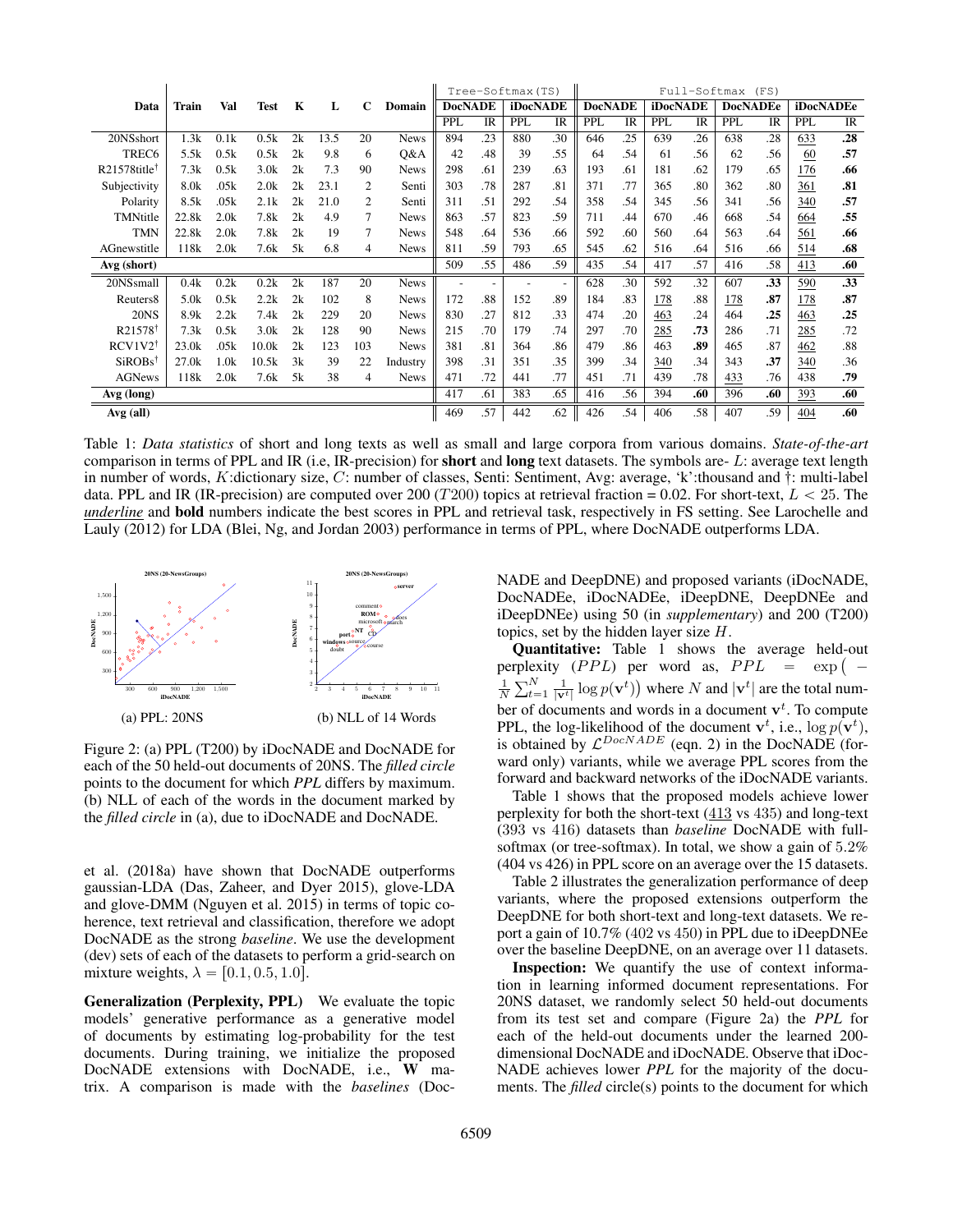| Data | Train | Val | Test | K | L | C | Domain | Tree-Softmax (TS) | | | | Full-Softmax (FS) | | | | | | | |
|---|---|---|---|---|---|---|---|---|---|---|---|---|---|---|---|---|---|---|---|
| | | | | | | | | DocNADE | | iDocNADE | | DocNADE | | iDocNADE | | DocNADEe | | iDocNADEe | |
| | | | | | | | | PPL | IR | PPL | IR | PPL | IR | PPL | IR | PPL | IR | PPL | IR |
| 20NSshort | 1.3k | 0.1k | 0.5k | 2k | 13.5 | 20 | News | 894 | .23 | 880 | .30 | 646 | .25 | 639 | .26 | 638 | .28 | _633_ | **.28** |
| TREC6 | 5.5k | 0.5k | 0.5k | 2k | 9.8 | 6 | Q&A | 42 | .48 | 39 | .55 | 64 | .54 | 61 | .56 | 62 | .56 | _60_ | **.57** |
| R21578title† | 7.3k | 0.5k | 3.0k | 2k | 7.3 | 90 | News | 298 | .61 | 239 | .63 | 193 | .61 | 181 | .62 | 179 | .65 | _176_ | **.66** |
| Subjectivity | 8.0k | .05k | 2.0k | 2k | 23.1 | 2 | Senti | 303 | .78 | 287 | .81 | 371 | .77 | 365 | .80 | 362 | .80 | _361_ | **.81** |
| Polarity | 8.5k | .05k | 2.1k | 2k | 21.0 | 2 | Senti | 311 | .51 | 292 | .54 | 358 | .54 | 345 | .56 | 341 | .56 | _340_ | **.57** |
| TMNtitle | 22.8k | 2.0k | 7.8k | 2k | 4.9 | 7 | News | 863 | .57 | 823 | .59 | 711 | .44 | 670 | .46 | 668 | .54 | _664_ | **.55** |
| TMN | 22.8k | 2.0k | 7.8k | 2k | 19 | 7 | News | 548 | .64 | 536 | .66 | 592 | .60 | 560 | .64 | 563 | .64 | _561_ | **.66** |
| AGnewstitle | 118k | 2.0k | 7.6k | 5k | 6.8 | 4 | News | 811 | .59 | 793 | .65 | 545 | .62 | 516 | .64 | 516 | .66 | _514_ | **.68** |
| **Avg (short)** | | | | | | | | 509 | .55 | 486 | .59 | 435 | .54 | 417 | .57 | 416 | .58 | _413_ | **.60** |
| 20NSsmall | 0.4k | 0.2k | 0.2k | 2k | 187 | 20 | News | - | - | - | - | 628 | .30 | 592 | .32 | 607 | **.33** | _590_ | **.33** |
| Reuters8 | 5.0k | 0.5k | 2.2k | 2k | 102 | 8 | News | 172 | .88 | 152 | .89 | 184 | .83 | _178_ | .88 | _178_ | **.87** | _178_ | **.87** |
| 20NS | 8.9k | 2.2k | 7.4k | 2k | 229 | 20 | News | 830 | .27 | 812 | .33 | 474 | .20 | _463_ | .24 | 464 | **.25** | _463_ | **.25** |
| R21578† | 7.3k | 0.5k | 3.0k | 2k | 128 | 90 | News | 215 | .70 | 179 | .74 | 297 | .70 | _285_ | **.73** | 286 | .71 | _285_ | .72 |
| RCV1V2† | 23.0k | .05k | 10.0k | 2k | 123 | 103 | News | 381 | .81 | 364 | .86 | 479 | .86 | 463 | **.89** | 465 | .87 | _462_ | .88 |
| SiROBs† | 27.0k | 1.0k | 10.5k | 3k | 39 | 22 | Industry | 398 | .31 | 351 | .35 | 399 | .34 | _340_ | .34 | 343 | **.37** | _340_ | .36 |
| AGNews | 118k | 2.0k | 7.6k | 5k | 38 | 4 | News | 471 | .72 | 441 | .77 | 451 | .71 | 439 | .78 | _433_ | .76 | 438 | **.79** |
| **Avg (long)** | | | | | | | | 417 | .61 | 383 | .65 | 416 | .56 | 394 | **.60** | 396 | **.60** | _393_ | **.60** |
| **Avg (all)** | | | | | | | | 469 | .57 | 442 | .62 | 426 | .54 | 406 | .58 | 407 | .59 | _404_ | **.60** |

Table 1: *Data statistics* of short and long texts as well as small and large corpora from various domains. *State-of-the-art* comparison in terms of PPL and IR (i.e, IR-precision) for **short** and **long** text datasets. The symbols are- $L$: average text length in number of words, $K$:dictionary size, $C$: number of classes, Senti: Sentiment, Avg: average, 'k':thousand and †: multi-label data. PPL and IR (IR-precision) are computed over 200 ($T200$) topics at retrieval fraction = 0.02. For short-text, $L < 25$. The ***underline*** and **bold** numbers indicate the best scores in PPL and retrieval task, respectively in FS setting. See Larochelle and Lauly (2012) for LDA (Blei, Ng, and Jordan 2003) performance in terms of PPL, where DocNADE outperforms LDA.

(a) PPL: 20NS (b) NLL of 14 Words

Figure 2: (a) PPL (T200) by iDocNADE and DocNADE for each of the 50 held-out documents of 20NS. The *filled circle* points to the document for which *PPL* differs by maximum. (b) NLL of each of the words in the document marked by the *filled circle* in (a), due to iDocNADE and DocNADE.

et al. (2018a) have shown that DocNADE outperforms gaussian-LDA (Das, Zaheer, and Dyer 2015), glove-LDA and glove-DMM (Nguyen et al. 2015) in terms of topic coherence, text retrieval and classification, therefore we adopt DocNADE as the strong *baseline*. We use the development (dev) sets of each of the datasets to perform a grid-search on mixture weights, $\lambda = [0.1, 0.5, 1.0]$.

**Generalization (Perplexity, PPL)** We evaluate the topic models' generative performance as a generative model of documents by estimating log-probability for the test documents. During training, we initialize the proposed DocNADE extensions with DocNADE, i.e., $\mathbf{W}$ matrix. A comparison is made with the *baselines* (DocNADE and DeepDNE) and proposed variants (iDocNADE, DocNADEe, iDocNADEe, iDeepDNE, DeepDNEe and iDeepDNEe) using 50 (in *supplementary*) and 200 (T200) topics, set by the hidden layer size $H$.

**Quantitative:** Table 1 shows the average held-out perplexity ($PPL$) per word as, $PPL = \exp\big(-\frac{1}{N}\sum_{t=1}^{N}\frac{1}{|\mathbf{v}^t|}\log p(\mathbf{v}^t)\big)$ where $N$ and $|\mathbf{v}^t|$ are the total number of documents and words in a document $\mathbf{v}^t$. To compute PPL, the log-likelihood of the document $\mathbf{v}^t$, i.e., $\log p(\mathbf{v}^t)$, is obtained by $\mathcal{L}^{DocNADE}$ (eqn. 2) in the DocNADE (forward only) variants, while we average PPL scores from the forward and backward networks of the iDocNADE variants.

Table 1 shows that the proposed models achieve lower perplexity for both the short-text (_413_ vs 435) and long-text (393 vs 416) datasets than *baseline* DocNADE with full-softmax (or tree-softmax). In total, we show a gain of 5.2% (404 vs 426) in PPL score on an average over the 15 datasets.

Table 2 illustrates the generalization performance of deep variants, where the proposed extensions outperform the DeepDNE for both short-text and long-text datasets. We report a gain of 10.7% (402 vs 450) in PPL due to iDeepDNEe over the baseline DeepDNE, on an average over 11 datasets.

**Inspection:** We quantify the use of context information in learning informed document representations. For 20NS dataset, we randomly select 50 held-out documents from its test set and compare (Figure 2a) the *PPL* for each of the held-out documents under the learned 200-dimensional DocNADE and iDocNADE. Observe that iDocNADE achieves lower *PPL* for the majority of the documents. The *filled* circle(s) points to the document for which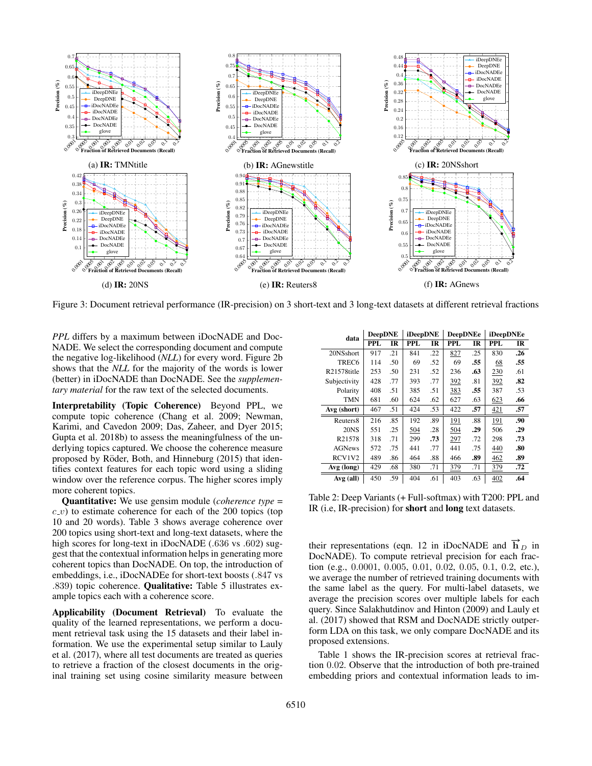Figure 3: Document retrieval performance (IR-precision) on 3 short-text and 3 long-text datasets at different retrieval fractions

*PPL* differs by a maximum between iDocNADE and DocNADE. We select the corresponding document and compute the negative log-likelihood (*NLL*) for every word. Figure 2b shows that the *NLL* for the majority of the words is lower (better) in iDocNADE than DocNADE. See the *supplementary material* for the raw text of the selected documents.

**Interpretability (Topic Coherence)** Beyond PPL, we compute topic coherence (Chang et al. 2009; Newman, Karimi, and Cavedon 2009; Das, Zaheer, and Dyer 2015; Gupta et al. 2018b) to assess the meaningfulness of the underlying topics captured. We choose the coherence measure proposed by Röder, Both, and Hinneburg (2015) that identifies context features for each topic word using a sliding window over the reference corpus. The higher scores imply more coherent topics.

**Quantitative:** We use gensim module (*coherence type* = $c\_v$) to estimate coherence for each of the 200 topics (top 10 and 20 words). Table 3 shows average coherence over 200 topics using short-text and long-text datasets, where the high scores for long-text in iDocNADE (.636 vs .602) suggest that the contextual information helps in generating more coherent topics than DocNADE. On top, the introduction of embeddings, i.e., iDocNADEe for short-text boosts (.847 vs .839) topic coherence. **Qualitative:** Table 5 illustrates example topics each with a coherence score.

**Applicability (Document Retrieval)** To evaluate the quality of the learned representations, we perform a document retrieval task using the 15 datasets and their label information. We use the experimental setup similar to Lauly et al. (2017), where all test documents are treated as queries to retrieve a fraction of the closest documents in the original training set using cosine similarity measure between their representations (eqn. 12 in iDocNADE and $\overrightarrow{\mathbf{h}}_D$ in DocNADE). To compute retrieval precision for each fraction (e.g., 0.0001, 0.005, 0.01, 0.02, 0.05, 0.1, 0.2, etc.), we average the number of retrieved training documents with the same label as the query. For multi-label datasets, we average the precision scores over multiple labels for each query. Since Salakhutdinov and Hinton (2009) and Lauly et al. (2017) showed that RSM and DocNADE strictly outperform LDA on this task, we only compare DocNADE and its proposed extensions.

| data | DeepDNE | | iDeepDNE | | DeepDNEe | | iDeepDNEe | |
|---|---|---|---|---|---|---|---|---|
| | PPL | IR | PPL | IR | PPL | IR | PPL | IR |
| 20NSshort | 917 | .21 | 841 | .22 | <u>827</u> | .25 | 830 | **.26** |
| TREC6 | 114 | .50 | 69 | .52 | 69 | **.55** | <u>68</u> | **.55** |
| R21578title | 253 | .50 | 231 | .52 | 236 | **.63** | <u>230</u> | .61 |
| Subjectivity | 428 | .77 | 393 | .77 | <u>392</u> | .81 | <u>392</u> | **.82** |
| Polarity | 408 | .51 | 385 | .51 | <u>383</u> | **.55** | 387 | .53 |
| TMN | 681 | .60 | 624 | .62 | 627 | .63 | <u>623</u> | **.66** |
| **Avg (short)** | 467 | .51 | 424 | .53 | 422 | **.57** | <u>421</u> | **.57** |
| Reuters8 | 216 | .85 | 192 | .89 | <u>191</u> | .88 | <u>191</u> | **.90** |
| 20NS | 551 | .25 | <u>504</u> | .28 | <u>504</u> | **.29** | 506 | **.29** |
| R21578 | 318 | .71 | 299 | **.73** | <u>297</u> | .72 | 298 | **.73** |
| AGNews | 572 | .75 | 441 | .77 | 441 | .75 | <u>440</u> | **.80** |
| RCV1V2 | 489 | .86 | 464 | .88 | 466 | **.89** | <u>462</u> | **.89** |
| **Avg (long)** | 429 | .68 | 380 | .71 | <u>379</u> | .71 | <u>379</u> | **.72** |
| **Avg (all)** | 450 | .59 | 404 | .61 | 403 | .63 | <u>402</u> | **.64** |

Table 2: Deep Variants (+ Full-softmax) with T200: PPL and IR (i.e, IR-precision) for **short** and **long** text datasets.

Table 1 shows the IR-precision scores at retrieval fraction 0.02. Observe that the introduction of both pre-trained embedding priors and contextual information leads to im-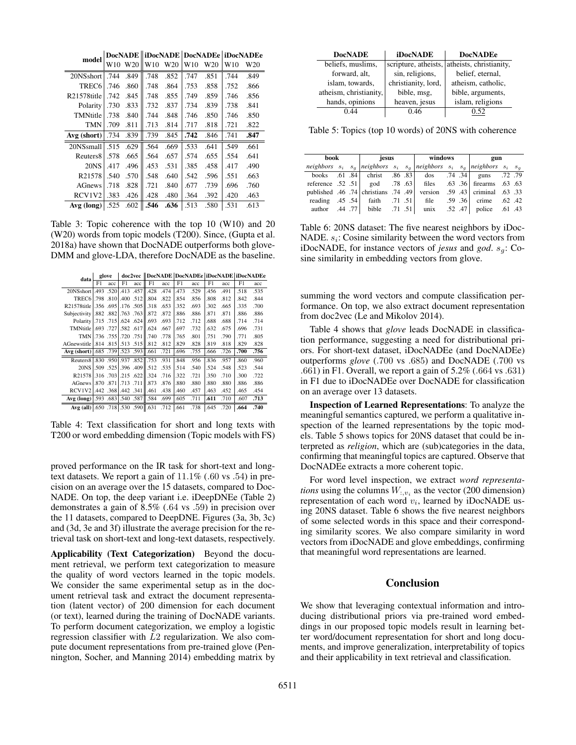| model | DocNADE | | iDocNADE | | DocNADEe | | iDocNADEe | |
|---|---|---|---|---|---|---|---|---|
| | W10 | W20 | W10 | W20 | W10 | W20 | W10 | W20 |
| 20NSshort | .744 | .849 | .748 | .852 | .747 | .851 | .744 | .849 |
| TREC6 | .746 | .860 | .748 | .864 | .753 | .858 | .752 | .866 |
| R21578title | .742 | .845 | .748 | .855 | .749 | .859 | .746 | .856 |
| Polarity | .730 | .833 | .732 | .837 | .734 | .839 | .738 | .841 |
| TMNtitle | .738 | .840 | .744 | .848 | .746 | .850 | .746 | .850 |
| TMN | .709 | .811 | .713 | .814 | .717 | .818 | .721 | .822 |
| **Avg (short)** | .734 | .839 | .739 | .845 | **.742** | .846 | .741 | **.847** |
| 20NSsmall | .515 | .629 | .564 | .669 | .533 | .641 | .549 | .661 |
| Reuters8 | .578 | .665 | .564 | .657 | .574 | .655 | .554 | .641 |
| 20NS | .417 | .496 | .453 | .531 | .385 | .458 | .417 | .490 |
| R21578 | .540 | .570 | .548 | .640 | .542 | .596 | .551 | .663 |
| AGnews | .718 | .828 | .721 | .840 | .677 | .739 | .696 | .760 |
| RCV1V2 | .383 | .426 | .428 | .480 | .364 | .392 | .420 | .463 |
| **Avg (long)** | .525 | .602 | **.546** | **.636** | .513 | .580 | .531 | .613 |

Table 3: Topic coherence with the top 10 (W10) and 20 (W20) words from topic models (T200). Since, (Gupta et al. 2018a) have shown that DocNADE outperforms both glove-DMM and glove-LDA, therefore DocNADE as the baseline.

| data | glove | | doc2vec | | DocNADE | | DocNADEe | | iDocNADE | | iDocNADEe | |
|---|---|---|---|---|---|---|---|---|---|---|---|---|
| | F1 | acc | F1 | acc | F1 | acc | F1 | acc | F1 | acc | F1 | acc |
| 20NSshort | .493 | .520 | .413 | .457 | .428 | .474 | .473 | .529 | .456 | .491 | .518 | .535 |
| TREC6 | .798 | .810 | .400 | .512 | .804 | .822 | .854 | .856 | .808 | .812 | .842 | .844 |
| R21578title | .356 | .695 | .176 | .505 | .318 | .653 | .352 | .693 | .302 | .665 | .335 | .700 |
| Subjectivity | .882 | .882 | .763 | .763 | .872 | .872 | .886 | .886 | .871 | .871 | .886 | .886 |
| Polarity | .715 | .715 | .624 | .624 | .693 | .693 | .712 | .712 | .688 | .688 | .714 | .714 |
| TMNtitle | .693 | .727 | .582 | .617 | .624 | .667 | .697 | .732 | .632 | .675 | .696 | .731 |
| TMN | .736 | .755 | .720 | .751 | .740 | .778 | .765 | .801 | .751 | .790 | .771 | .805 |
| AGnewstitle | .814 | .815 | .513 | .515 | .812 | .812 | .829 | .828 | .819 | .818 | .829 | .828 |
| **Avg (short)** | .685 | .739 | .523 | .593 | .661 | .721 | .696 | .755 | .666 | .726 | **.700** | **.756** |
| Reuters8 | .830 | .950 | .937 | .852 | .753 | .931 | .848 | .956 | .836 | .957 | .860 | .960 |
| 20NS | .509 | .525 | .396 | .409 | .512 | .535 | .514 | .540 | .524 | .548 | .523 | .544 |
| R21578 | .316 | .703 | .215 | .622 | .324 | .716 | .322 | .721 | .350 | .710 | .300 | .722 |
| AGnews | .870 | .871 | .713 | .711 | .873 | .876 | .880 | .880 | .880 | .880 | .886 | .886 |
| RCV1V2 | .442 | .368 | .442 | .341 | .461 | .438 | .460 | .457 | .463 | .452 | .465 | .454 |
| **Avg (long)** | .593 | .683 | .540 | .587 | .584 | .699 | .605 | .711 | **.611** | .710 | .607 | **.713** |
| **Avg (all)** | .650 | .718 | .530 | .590 | .631 | .712 | .661 | .738 | .645 | .720 | **.664** | **.740** |

Table 4: Text classification for short and long texts with T200 or word embedding dimension (Topic models with FS)

proved performance on the IR task for short-text and long-text datasets. We report a gain of 11.1% (.60 vs .54) in precision on an average over the 15 datasets, compared to DocNADE. On top, the deep variant i.e. iDeepDNEe (Table 2) demonstrates a gain of 8.5% (.64 vs .59) in precision over the 11 datasets, compared to DeepDNE. Figures (3a, 3b, 3c) and (3d, 3e and 3f) illustrate the average precision for the retrieval task on short-text and long-text datasets, respectively.

**Applicability (Text Categorization)** Beyond the document retrieval, we perform text categorization to measure the quality of word vectors learned in the topic models. We consider the same experimental setup as in the document retrieval task and extract the document representation (latent vector) of 200 dimension for each document (or text), learned during the training of DocNADE variants. To perform document categorization, we employ a logistic regression classifier with $L2$ regularization. We also compute document representations from pre-trained glove (Pennington, Socher, and Manning 2014) embedding matrix by summing the word vectors and compute classification performance. On top, we also extract document representation from doc2vec (Le and Mikolov 2014).

Table 4 shows that *glove* leads DocNADE in classification performance, suggesting a need for distributional priors. For short-text dataset, iDocNADEe (and DocNADEe) outperforms *glove* (.700 vs .685) and DocNADE (.700 vs .661) in F1. Overall, we report a gain of 5.2% (.664 vs .631) in F1 due to iDocNADEe over DocNADE for classification on an average over 13 datasets.

**Inspection of Learned Representations**: To analyze the meaningful semantics captured, we perform a qualitative inspection of the learned representations by the topic models. Table 5 shows topics for 20NS dataset that could be interpreted as *religion*, which are (sub)categories in the data, confirming that meaningful topics are captured. Observe that DocNADEe extracts a more coherent topic.

For word level inspection, we extract *word representations* using the columns $W_{:,v_i}$ as the vector (200 dimension) representation of each word $v_i$, learned by iDocNADE using 20NS dataset. Table 6 shows the five nearest neighbors of some selected words in this space and their corresponding similarity scores. We also compare similarity in word vectors from iDocNADE and glove embeddings, confirming that meaningful word representations are learned.

| DocNADE | iDocNADE | DocNADEe |
|---|---|---|
| beliefs, muslims, | scripture, atheists, | atheists, christianity, |
| forward, alt, | sin, religions, | belief, eternal, |
| islam, towards, | christianity, lord, | atheism, catholic, |
| atheism, christianity, | bible, msg, | bible, arguments, |
| hands, opinions | heaven, jesus | islam, religions |
| 0.44 | 0.46 | 0.52 |

Table 5: Topics (top 10 words) of 20NS with coherence

| book | | | jesus | | | windows | | | gun | | |
|---|---|---|---|---|---|---|---|---|---|---|---|
| *neighbors* | $s_i$ | $s_g$ | *neighbors* | $s_i$ | $s_g$ | *neighbors* | $s_i$ | $s_g$ | *neighbors* | $s_i$ | $s_g$ |
| books | .61 | .84 | christ | .86 | .83 | dos | .74 | .34 | guns | .72 | .79 |
| reference | .52 | .51 | god | .78 | .63 | files | .63 | .36 | firearms | .63 | .63 |
| published | .46 | .74 | christians | .74 | .49 | version | .59 | .43 | criminal | .63 | .33 |
| reading | .45 | .54 | faith | .71 | .51 | file | .59 | .36 | crime | .62 | .42 |
| author | .44 | .77 | bible | .71 | .51 | unix | .52 | .47 | police | .61 | .43 |

Table 6: 20NS dataset: The five nearest neighbors by iDocNADE. $s_i$: Cosine similarity between the word vectors from iDocNADE, for instance vectors of *jesus* and *god*. $s_g$: Cosine similarity in embedding vectors from glove.

## Conclusion

We show that leveraging contextual information and introducing distributional priors via pre-trained word embeddings in our proposed topic models result in learning better word/document representation for short and long documents, and improve generalization, interpretability of topics and their applicability in text retrieval and classification.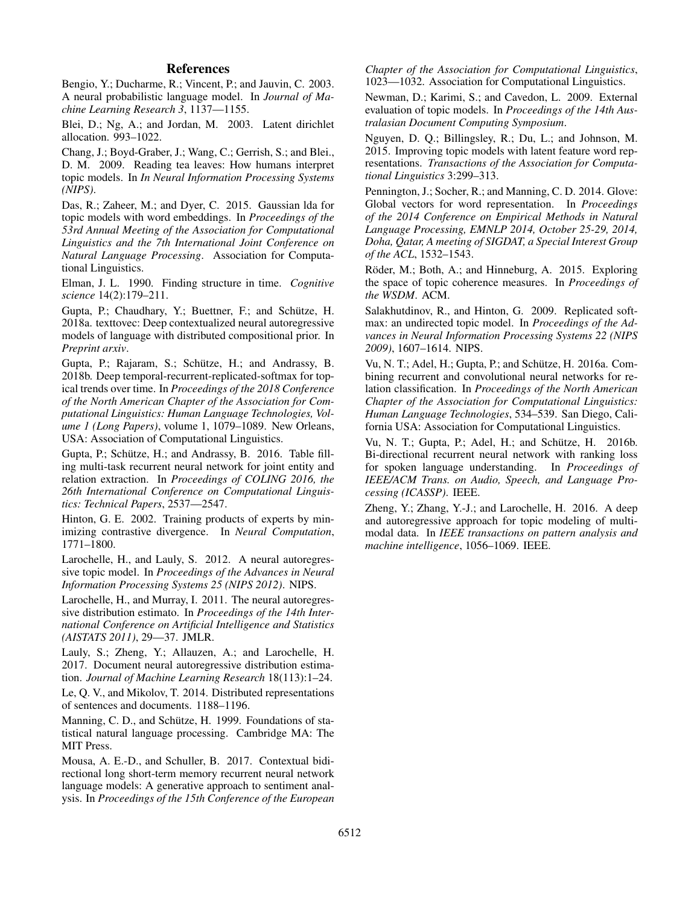## References

Bengio, Y.; Ducharme, R.; Vincent, P.; and Jauvin, C. 2003. A neural probabilistic language model. In *Journal of Machine Learning Research 3*, 1137—1155.

Blei, D.; Ng, A.; and Jordan, M. 2003. Latent dirichlet allocation. 993–1022.

Chang, J.; Boyd-Graber, J.; Wang, C.; Gerrish, S.; and Blei., D. M. 2009. Reading tea leaves: How humans interpret topic models. In *In Neural Information Processing Systems (NIPS)*.

Das, R.; Zaheer, M.; and Dyer, C. 2015. Gaussian lda for topic models with word embeddings. In *Proceedings of the 53rd Annual Meeting of the Association for Computational Linguistics and the 7th International Joint Conference on Natural Language Processing*. Association for Computational Linguistics.

Elman, J. L. 1990. Finding structure in time. *Cognitive science* 14(2):179–211.

Gupta, P.; Chaudhary, Y.; Buettner, F.; and Schütze, H. 2018a. texttovec: Deep contextualized neural autoregressive models of language with distributed compositional prior. In *Preprint arxiv*.

Gupta, P.; Rajaram, S.; Schütze, H.; and Andrassy, B. 2018b. Deep temporal-recurrent-replicated-softmax for topical trends over time. In *Proceedings of the 2018 Conference of the North American Chapter of the Association for Computational Linguistics: Human Language Technologies, Volume 1 (Long Papers)*, volume 1, 1079–1089. New Orleans, USA: Association of Computational Linguistics.

Gupta, P.; Schütze, H.; and Andrassy, B. 2016. Table filling multi-task recurrent neural network for joint entity and relation extraction. In *Proceedings of COLING 2016, the 26th International Conference on Computational Linguistics: Technical Papers*, 2537—2547.

Hinton, G. E. 2002. Training products of experts by minimizing contrastive divergence. In *Neural Computation*, 1771–1800.

Larochelle, H., and Lauly, S. 2012. A neural autoregressive topic model. In *Proceedings of the Advances in Neural Information Processing Systems 25 (NIPS 2012)*. NIPS.

Larochelle, H., and Murray, I. 2011. The neural autoregressive distribution estimato. In *Proceedings of the 14th International Conference on Artificial Intelligence and Statistics (AISTATS 2011)*, 29—37. JMLR.

Lauly, S.; Zheng, Y.; Allauzen, A.; and Larochelle, H. 2017. Document neural autoregressive distribution estimation. *Journal of Machine Learning Research* 18(113):1–24.

Le, Q. V., and Mikolov, T. 2014. Distributed representations of sentences and documents. 1188–1196.

Manning, C. D., and Schütze, H. 1999. Foundations of statistical natural language processing. Cambridge MA: The MIT Press.

Mousa, A. E.-D., and Schuller, B. 2017. Contextual bidirectional long short-term memory recurrent neural network language models: A generative approach to sentiment analysis. In *Proceedings of the 15th Conference of the European Chapter of the Association for Computational Linguistics*, 1023—1032. Association for Computational Linguistics.

Newman, D.; Karimi, S.; and Cavedon, L. 2009. External evaluation of topic models. In *Proceedings of the 14th Australasian Document Computing Symposium*.

Nguyen, D. Q.; Billingsley, R.; Du, L.; and Johnson, M. 2015. Improving topic models with latent feature word representations. *Transactions of the Association for Computational Linguistics* 3:299–313.

Pennington, J.; Socher, R.; and Manning, C. D. 2014. Glove: Global vectors for word representation. In *Proceedings of the 2014 Conference on Empirical Methods in Natural Language Processing, EMNLP 2014, October 25-29, 2014, Doha, Qatar, A meeting of SIGDAT, a Special Interest Group of the ACL*, 1532–1543.

Röder, M.; Both, A.; and Hinneburg, A. 2015. Exploring the space of topic coherence measures. In *Proceedings of the WSDM*. ACM.

Salakhutdinov, R., and Hinton, G. 2009. Replicated softmax: an undirected topic model. In *Proceedings of the Advances in Neural Information Processing Systems 22 (NIPS 2009)*, 1607–1614. NIPS.

Vu, N. T.; Adel, H.; Gupta, P.; and Schütze, H. 2016a. Combining recurrent and convolutional neural networks for relation classification. In *Proceedings of the North American Chapter of the Association for Computational Linguistics: Human Language Technologies*, 534–539. San Diego, California USA: Association for Computational Linguistics.

Vu, N. T.; Gupta, P.; Adel, H.; and Schütze, H. 2016b. Bi-directional recurrent neural network with ranking loss for spoken language understanding. In *Proceedings of IEEE/ACM Trans. on Audio, Speech, and Language Processing (ICASSP)*. IEEE.

Zheng, Y.; Zhang, Y.-J.; and Larochelle, H. 2016. A deep and autoregressive approach for topic modeling of multimodal data. In *IEEE transactions on pattern analysis and machine intelligence*, 1056–1069. IEEE.